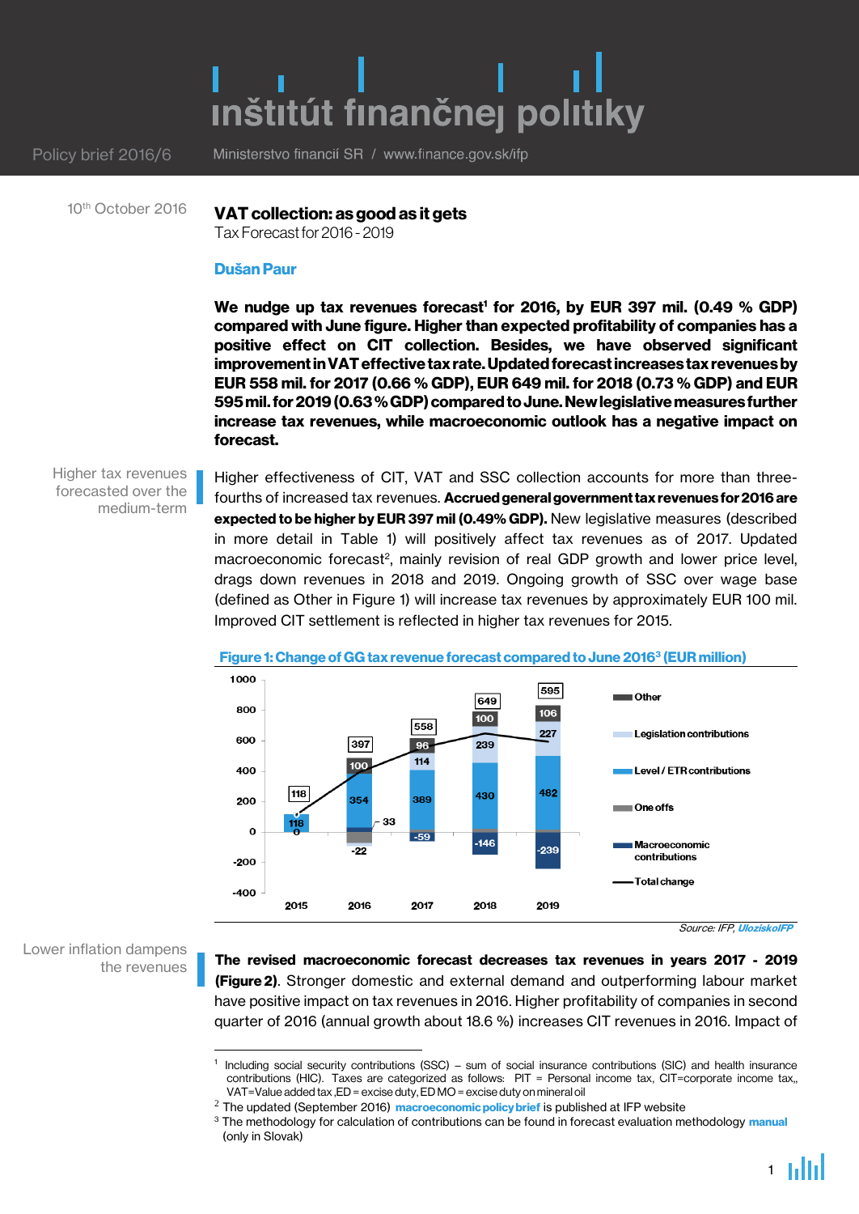# inštitút finančnej politiky

Policy brief 2016/6

Ministerstvo financií SR / www.finance.gov.sk/ifp

10th October 2016

## VAT collection: as good as it gets

Tax Forecast for 2016 - 2019

**Dušan Paur**

**We nudge up tax revenues forecast[1] for 2016, by EUR 397 mil. (0.49 % GDP) compared with June figure. Higher than expected profitability of companies has a positive effect on CIT collection. Besides, we have observed significant improvement in VAT effective tax rate. Updated forecast increases tax revenues by EUR 558 mil. for 2017 (0.66 % GDP), EUR 649 mil. for 2018 (0.73 % GDP) and EUR 595 mil. for 2019 (0.63 % GDP) compared to June. New legislative measures further increase tax revenues, while macroeconomic outlook has a negative impact on forecast.**

*Higher tax revenues forecasted over the medium-term*

Higher effectiveness of CIT, VAT and SSC collection accounts for more than three-fourths of increased tax revenues. **Accrued general government tax revenues for 2016 are expected to be higher by EUR 397 mil (0.49% GDP).** New legislative measures (described in more detail in Table 1) will positively affect tax revenues as of 2017. Updated macroeconomic forecast[2], mainly revision of real GDP growth and lower price level, drags down revenues in 2018 and 2019. Ongoing growth of SSC over wage base (defined as Other in Figure 1) will increase tax revenues by approximately EUR 100 mil. Improved CIT settlement is reflected in higher tax revenues for 2015.

**Figure 1: Change of GG tax revenue forecast compared to June 2016[3] (EUR million)**

| | 2015 | 2016 | 2017 | 2018 | 2019 |
|---|---|---|---|---|---|
| Other | | 100 | 96 | 100 | 106 |
| Legislation contributions | | | 114 | 239 | 227 |
| Level / ETR contributions | 118 | 354 | 389 | 430 | 482 |
| One offs | 0 | 33 | | | |
| Macroeconomic contributions | | -22 | -59 | -146 | -239 |
| Total change | 118 | 397 | 558 | 649 | 595 |

Source: IFP, UloziskoIFP

*Lower inflation dampens the revenues*

**The revised macroeconomic forecast decreases tax revenues in years 2017 - 2019 (Figure 2)**. Stronger domestic and external demand and outperforming labour market have positive impact on tax revenues in 2016. Higher profitability of companies in second quarter of 2016 (annual growth about 18.6 %) increases CIT revenues in 2016. Impact of

[1] Including social security contributions (SSC) – sum of social insurance contributions (SIC) and health insurance contributions (HIC). Taxes are categorized as follows: PIT = Personal income tax, CIT=corporate income tax,, VAT=Value added tax ,ED = excise duty, ED MO = excise duty on mineral oil

[2] The updated (September 2016) macroeconomic policy brief is published at IFP website

[3] The methodology for calculation of contributions can be found in forecast evaluation methodology manual (only in Slovak)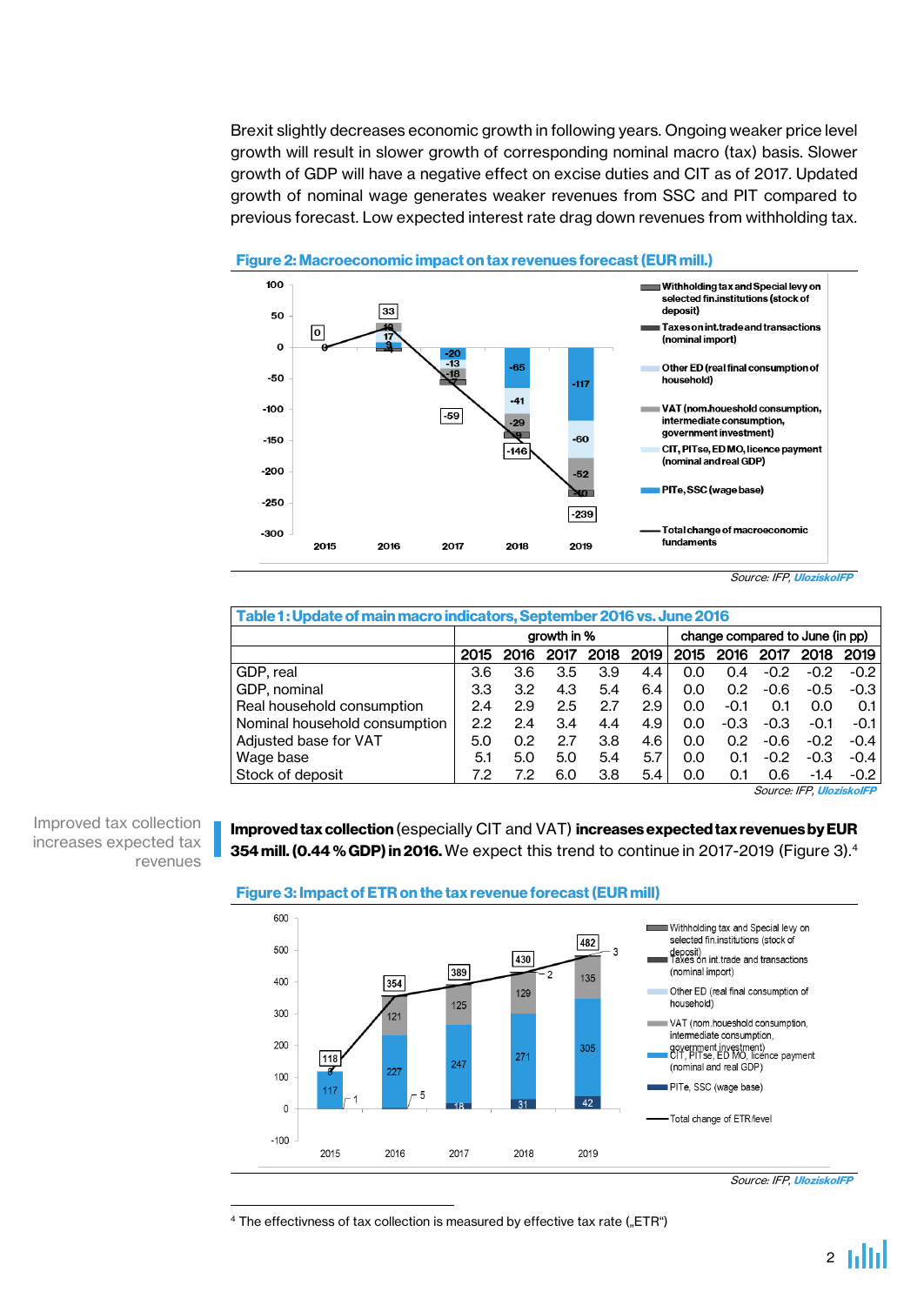Brexit slightly decreases economic growth in following years. Ongoing weaker price level growth will result in slower growth of corresponding nominal macro (tax) basis. Slower growth of GDP will have a negative effect on excise duties and CIT as of 2017. Updated growth of nominal wage generates weaker revenues from SSC and PIT compared to previous forecast. Low expected interest rate drag down revenues from withholding tax.

**Figure 2: Macroeconomic impact on tax revenues forecast (EUR mill.)**

Source: IFP, *UloziskoIFP*

**Table 1: Update of main macro indicators, September 2016 vs. June 2016**

| | growth in % | | | | | change compared to June (in pp) | | | | |
|---|---|---|---|---|---|---|---|---|---|---|
| | 2015 | 2016 | 2017 | 2018 | 2019 | 2015 | 2016 | 2017 | 2018 | 2019 |
| GDP, real | 3.6 | 3.6 | 3.5 | 3.9 | 4.4 | 0.0 | 0.4 | -0.2 | -0.2 | -0.2 |
| GDP, nominal | 3.3 | 3.2 | 4.3 | 5.4 | 6.4 | 0.0 | 0.2 | -0.6 | -0.5 | -0.3 |
| Real household consumption | 2.4 | 2.9 | 2.5 | 2.7 | 2.9 | 0.0 | -0.1 | 0.1 | 0.0 | 0.1 |
| Nominal household consumption | 2.2 | 2.4 | 3.4 | 4.4 | 4.9 | 0.0 | -0.3 | -0.3 | -0.1 | -0.1 |
| Adjusted base for VAT | 5.0 | 0.2 | 2.7 | 3.8 | 4.6 | 0.0 | 0.2 | -0.6 | -0.2 | -0.4 |
| Wage base | 5.1 | 5.0 | 5.0 | 5.4 | 5.7 | 0.0 | 0.1 | -0.2 | -0.3 | -0.4 |
| Stock of deposit | 7.2 | 7.2 | 6.0 | 3.8 | 5.4 | 0.0 | 0.1 | 0.6 | -1.4 | -0.2 |

Source: IFP, *UloziskoIFP*

Improved tax collection increases expected tax revenues

**Improved tax collection** (especially CIT and VAT) **increases expected tax revenues by EUR 354 mill. (0.44 % GDP) in 2016.** We expect this trend to continue in 2017-2019 (Figure 3).[4]

**Figure 3: Impact of ETR on the tax revenue forecast (EUR mill)**

Source: IFP, *UloziskoIFP*

[4] The effectivness of tax collection is measured by effective tax rate („ETR")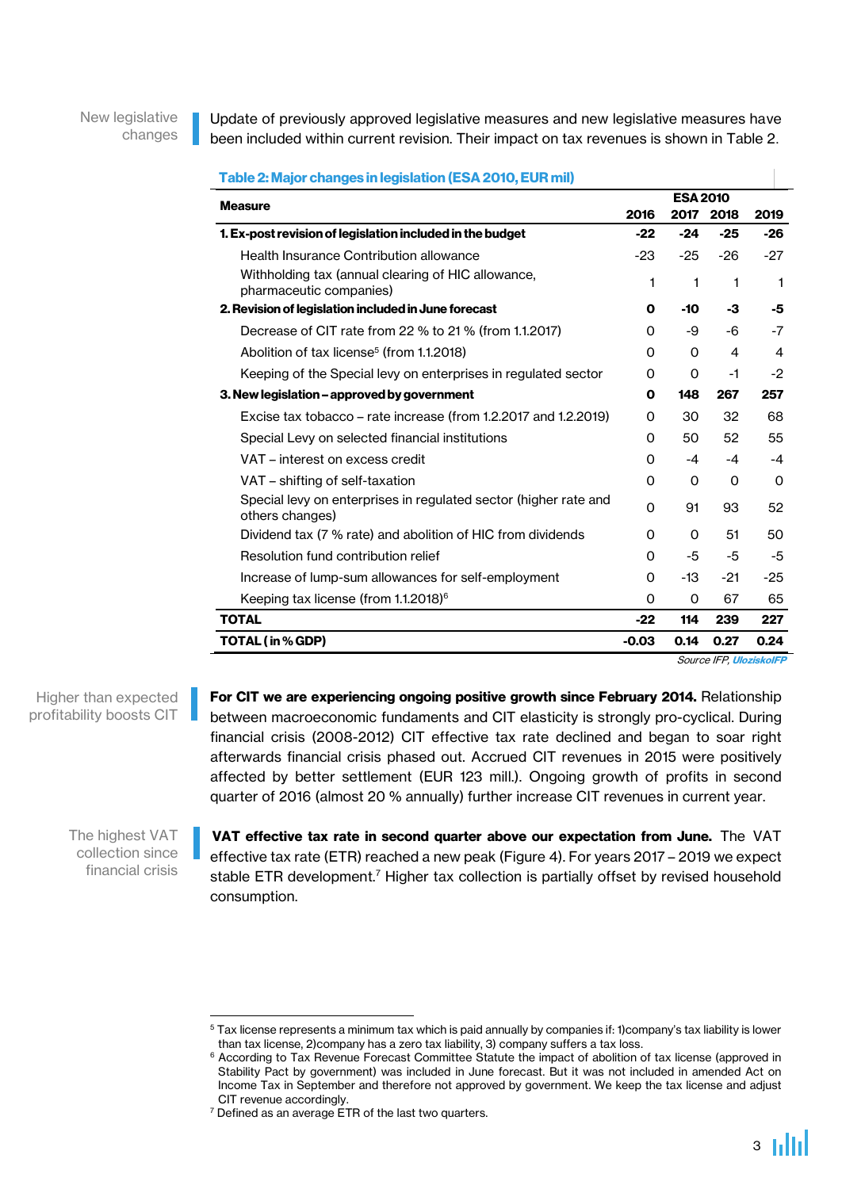New legislative changes

Update of previously approved legislative measures and new legislative measures have been included within current revision. Their impact on tax revenues is shown in Table 2.

**Table 2: Major changes in legislation (ESA 2010, EUR mil)**

| Measure | ESA 2010 | | | |
|---|---|---|---|---|
| | 2016 | 2017 | 2018 | 2019 |
| **1. Ex-post revision of legislation included in the budget** | **-22** | **-24** | **-25** | **-26** |
| Health Insurance Contribution allowance | -23 | -25 | -26 | -27 |
| Withholding tax (annual clearing of HIC allowance, pharmaceutic companies) | 1 | 1 | 1 | 1 |
| **2. Revision of legislation included in June forecast** | **0** | **-10** | **-3** | **-5** |
| Decrease of CIT rate from 22 % to 21 % (from 1.1.2017) | 0 | -9 | -6 | -7 |
| Abolition of tax license[5] (from 1.1.2018) | 0 | 0 | 4 | 4 |
| Keeping of the Special levy on enterprises in regulated sector | 0 | 0 | -1 | -2 |
| **3. New legislation – approved by government** | **0** | **148** | **267** | **257** |
| Excise tax tobacco – rate increase (from 1.2.2017 and 1.2.2019) | 0 | 30 | 32 | 68 |
| Special Levy on selected financial institutions | 0 | 50 | 52 | 55 |
| VAT – interest on excess credit | 0 | -4 | -4 | -4 |
| VAT – shifting of self-taxation | 0 | 0 | 0 | 0 |
| Special levy on enterprises in regulated sector (higher rate and others changes) | 0 | 91 | 93 | 52 |
| Dividend tax (7 % rate) and abolition of HIC from dividends | 0 | 0 | 51 | 50 |
| Resolution fund contribution relief | 0 | -5 | -5 | -5 |
| Increase of lump-sum allowances for self-employment | 0 | -13 | -21 | -25 |
| Keeping tax license (from 1.1.2018)[6] | 0 | 0 | 67 | 65 |
| **TOTAL** | **-22** | **114** | **239** | **227** |
| **TOTAL ( in % GDP)** | **-0.03** | **0.14** | **0.27** | **0.24** |

*Source IFP, UloziskoIFP*

Higher than expected profitability boosts CIT

**For CIT we are experiencing ongoing positive growth since February 2014.** Relationship between macroeconomic fundaments and CIT elasticity is strongly pro-cyclical. During financial crisis (2008-2012) CIT effective tax rate declined and began to soar right afterwards financial crisis phased out. Accrued CIT revenues in 2015 were positively affected by better settlement (EUR 123 mill.). Ongoing growth of profits in second quarter of 2016 (almost 20 % annually) further increase CIT revenues in current year.

The highest VAT collection since financial crisis

**VAT effective tax rate in second quarter above our expectation from June.** The VAT effective tax rate (ETR) reached a new peak (Figure 4). For years 2017 – 2019 we expect stable ETR development.[7] Higher tax collection is partially offset by revised household consumption.

[5] Tax license represents a minimum tax which is paid annually by companies if: 1)company's tax liability is lower than tax license, 2)company has a zero tax liability, 3) company suffers a tax loss.

[6] According to Tax Revenue Forecast Committee Statute the impact of abolition of tax license (approved in Stability Pact by government) was included in June forecast. But it was not included in amended Act on Income Tax in September and therefore not approved by government. We keep the tax license and adjust CIT revenue accordingly.

[7] Defined as an average ETR of the last two quarters.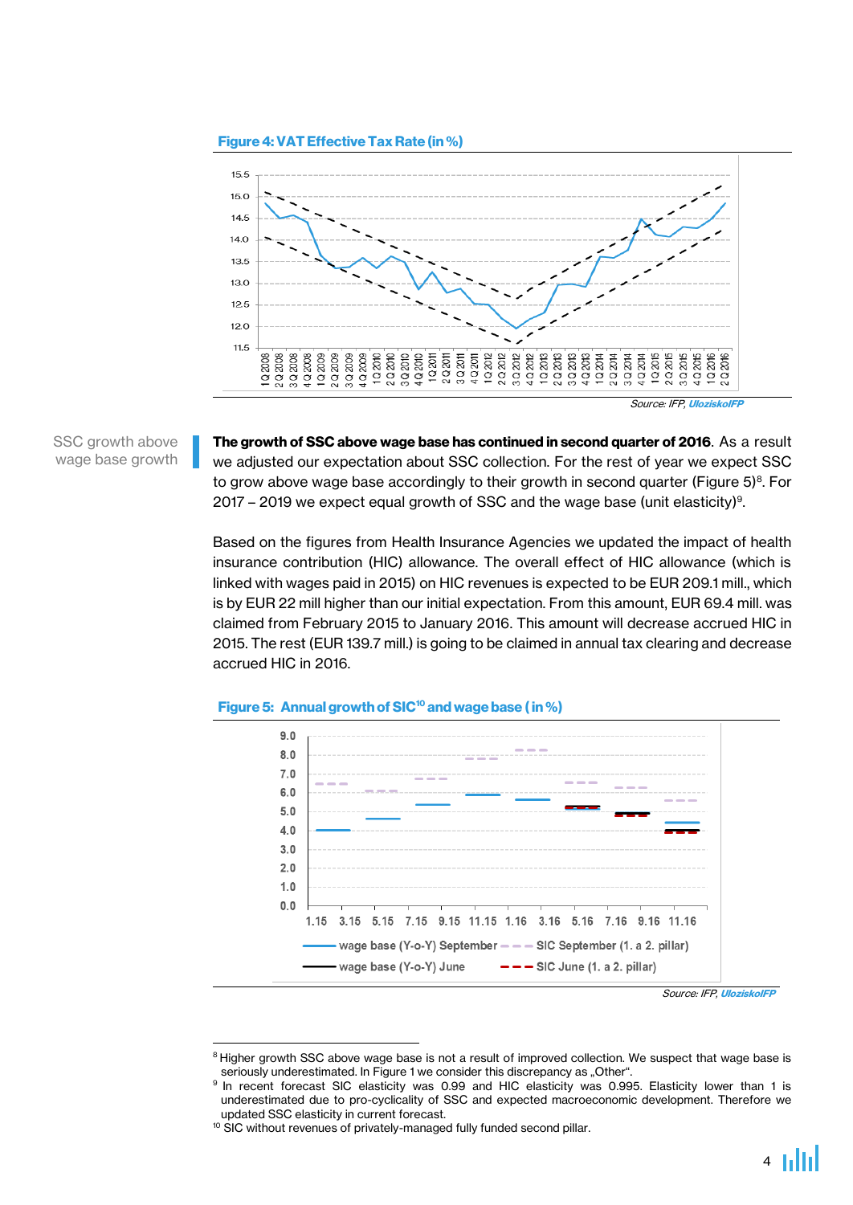**Figure 4: VAT Effective Tax Rate (in %)**

Source: IFP, *UloziskoIFP*

SSC growth above wage base growth

**The growth of SSC above wage base has continued in second quarter of 2016**. As a result we adjusted our expectation about SSC collection. For the rest of year we expect SSC to grow above wage base accordingly to their growth in second quarter (Figure 5)[8]. For 2017 – 2019 we expect equal growth of SSC and the wage base (unit elasticity)[9].

Based on the figures from Health Insurance Agencies we updated the impact of health insurance contribution (HIC) allowance. The overall effect of HIC allowance (which is linked with wages paid in 2015) on HIC revenues is expected to be EUR 209.1 mill., which is by EUR 22 mill higher than our initial expectation. From this amount, EUR 69.4 mill. was claimed from February 2015 to January 2016. This amount will decrease accrued HIC in 2015. The rest (EUR 139.7 mill.) is going to be claimed in annual tax clearing and decrease accrued HIC in 2016.

**Figure 5: Annual growth of SIC[10] and wage base (in %)**

Source: IFP, *UloziskoIFP*

[8] Higher growth SSC above wage base is not a result of improved collection. We suspect that wage base is seriously underestimated. In Figure 1 we consider this discrepancy as „Other".

[9] In recent forecast SIC elasticity was 0.99 and HIC elasticity was 0.995. Elasticity lower than 1 is underestimated due to pro-cyclicality of SSC and expected macroeconomic development. Therefore we updated SSC elasticity in current forecast.

[10] SIC without revenues of privately-managed fully funded second pillar.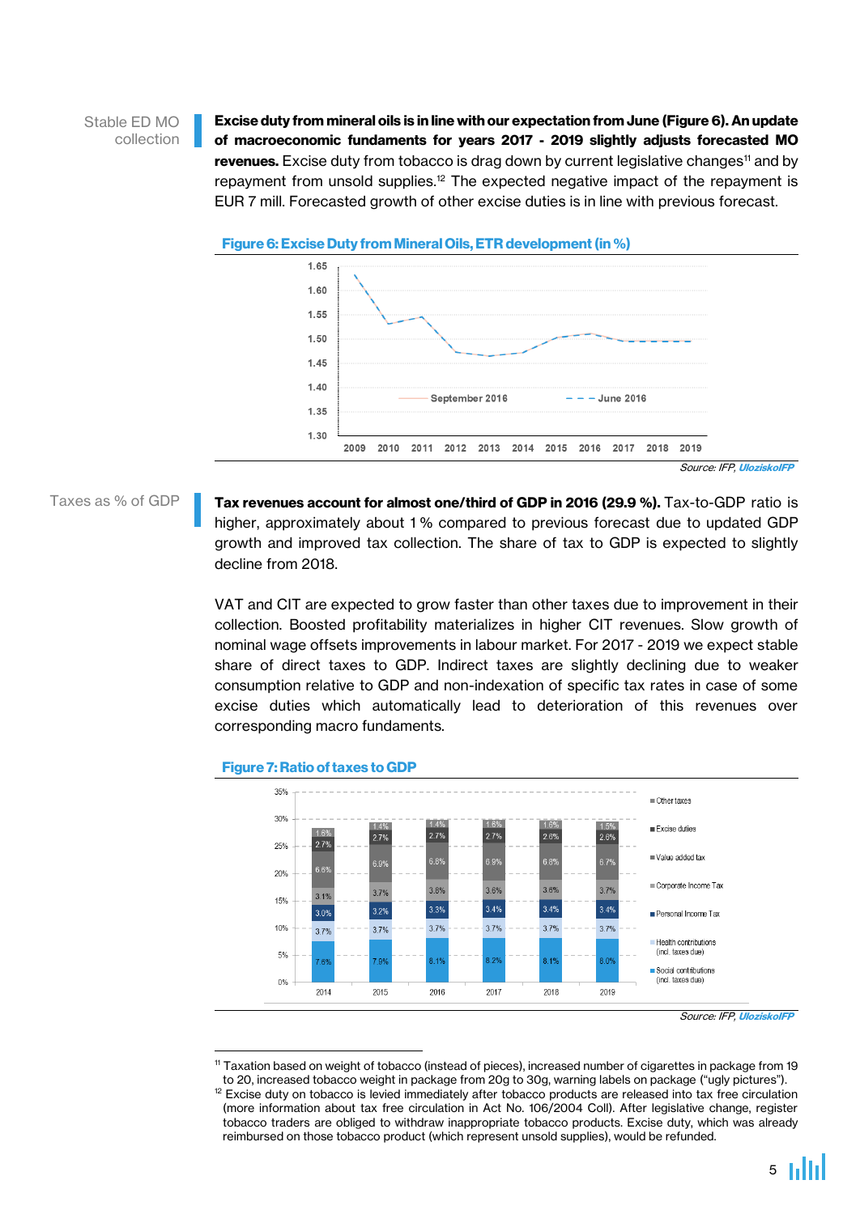Stable ED MO collection

**Excise duty from mineral oils is in line with our expectation from June (Figure 6). An update of macroeconomic fundaments for years 2017 - 2019 slightly adjusts forecasted MO revenues.** Excise duty from tobacco is drag down by current legislative changes[11] and by repayment from unsold supplies.[12] The expected negative impact of the repayment is EUR 7 mill. Forecasted growth of other excise duties is in line with previous forecast.

**Figure 6: Excise Duty from Mineral Oils, ETR development (in %)**

Source: IFP, *UloziskoIFP*

Taxes as % of GDP

**Tax revenues account for almost one/third of GDP in 2016 (29.9 %).** Tax-to-GDP ratio is higher, approximately about 1 % compared to previous forecast due to updated GDP growth and improved tax collection. The share of tax to GDP is expected to slightly decline from 2018.

VAT and CIT are expected to grow faster than other taxes due to improvement in their collection. Boosted profitability materializes in higher CIT revenues. Slow growth of nominal wage offsets improvements in labour market. For 2017 - 2019 we expect stable share of direct taxes to GDP. Indirect taxes are slightly declining due to weaker consumption relative to GDP and non-indexation of specific tax rates in case of some excise duties which automatically lead to deterioration of this revenues over corresponding macro fundaments.

**Figure 7: Ratio of taxes to GDP**

| | 2014 | 2015 | 2016 | 2017 | 2018 | 2019 |
|---|---|---|---|---|---|---|
| Other taxes | 1.6% | 1.4% | 1.4% | 1.6% | 1.6% | 1.5% |
| Excise duties | 2.7% | 2.7% | 2.7% | 2.7% | 2.6% | 2.6% |
| Value added tax | 6.6% | 6.9% | 6.8% | 6.9% | 6.8% | 6.7% |
| Corporate Income Tax | 3.1% | 3.7% | 3.8% | 3.6% | 3.6% | 3.7% |
| Personal Income Tax | 3.0% | 3.2% | 3.3% | 3.4% | 3.4% | 3.4% |
| Health contributions (incl. taxes due) | 3.7% | 3.7% | 3.7% | 3.7% | 3.7% | 3.7% |
| Social contributions (incl. taxes due) | 7.6% | 7.9% | 8.1% | 8.2% | 8.1% | 8.0% |

Source: IFP, *UloziskoIFP*

[11] Taxation based on weight of tobacco (instead of pieces), increased number of cigarettes in package from 19 to 20, increased tobacco weight in package from 20g to 30g, warning labels on package ("ugly pictures").

[12] Excise duty on tobacco is levied immediately after tobacco products are released into tax free circulation (more information about tax free circulation in Act No. 106/2004 Coll). After legislative change, register tobacco traders are obliged to withdraw inappropriate tobacco products. Excise duty, which was already reimbursed on those tobacco product (which represent unsold supplies), would be refunded.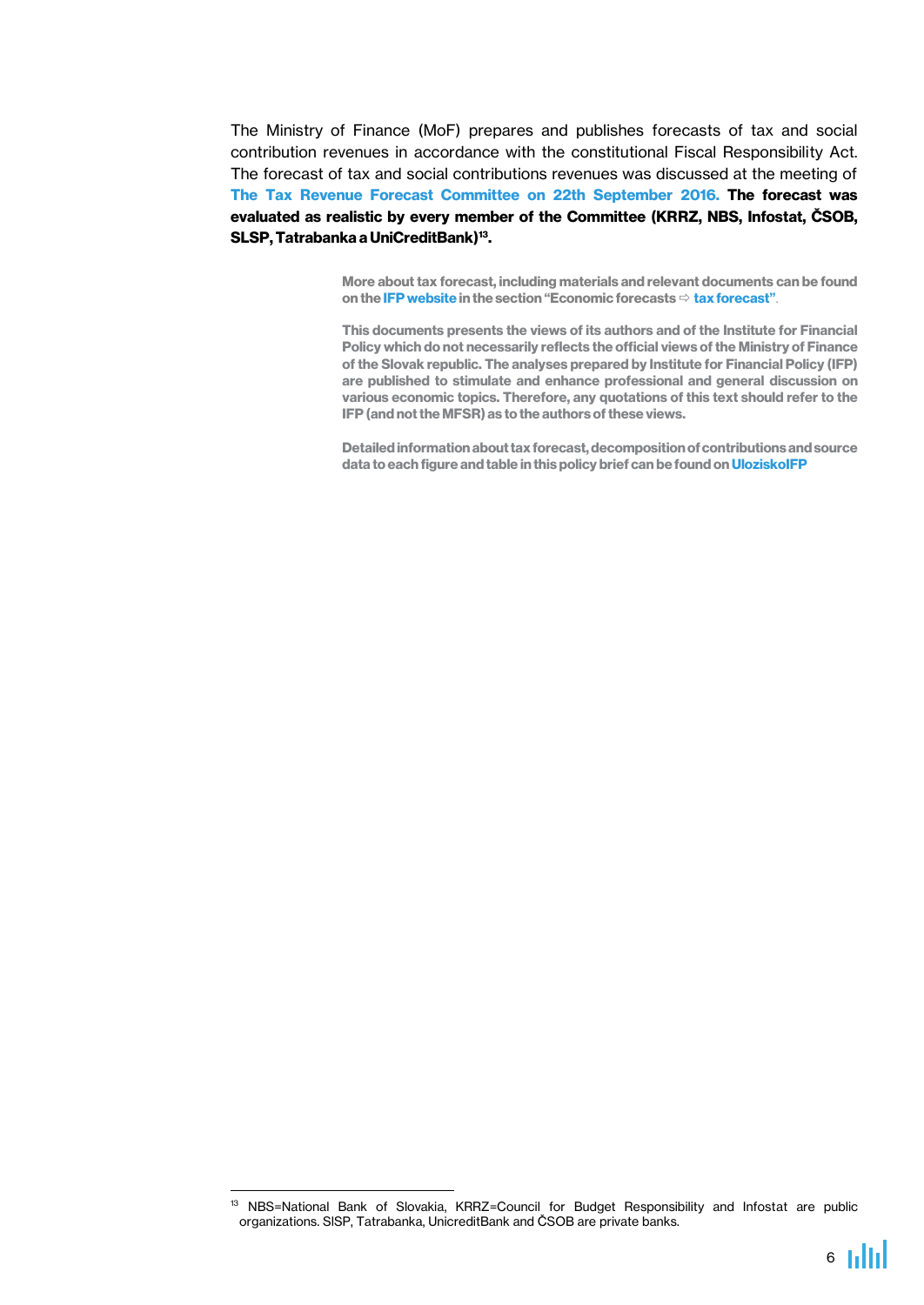The Ministry of Finance (MoF) prepares and publishes forecasts of tax and social contribution revenues in accordance with the constitutional Fiscal Responsibility Act. The forecast of tax and social contributions revenues was discussed at the meeting of **The Tax Revenue Forecast Committee on 22th September 2016. The forecast was evaluated as realistic by every member of the Committee (KRRZ, NBS, Infostat, ČSOB, SLSP, Tatrabanka a UniCreditBank)[13].**

**More about tax forecast, including materials and relevant documents can be found on the IFP website in the section "Economic forecasts ⇨ tax forecast".**

**This documents presents the views of its authors and of the Institute for Financial Policy which do not necessarily reflects the official views of the Ministry of Finance of the Slovak republic. The analyses prepared by Institute for Financial Policy (IFP) are published to stimulate and enhance professional and general discussion on various economic topics. Therefore, any quotations of this text should refer to the IFP (and not the MFSR) as to the authors of these views.**

**Detailed information about tax forecast, decomposition of contributions and source data to each figure and table in this policy brief can be found on UloziskoIFP**

[13] NBS=National Bank of Slovakia, KRRZ=Council for Budget Responsibility and Infostat are public organizations. SlSP, Tatrabanka, UnicreditBank and ČSOB are private banks.